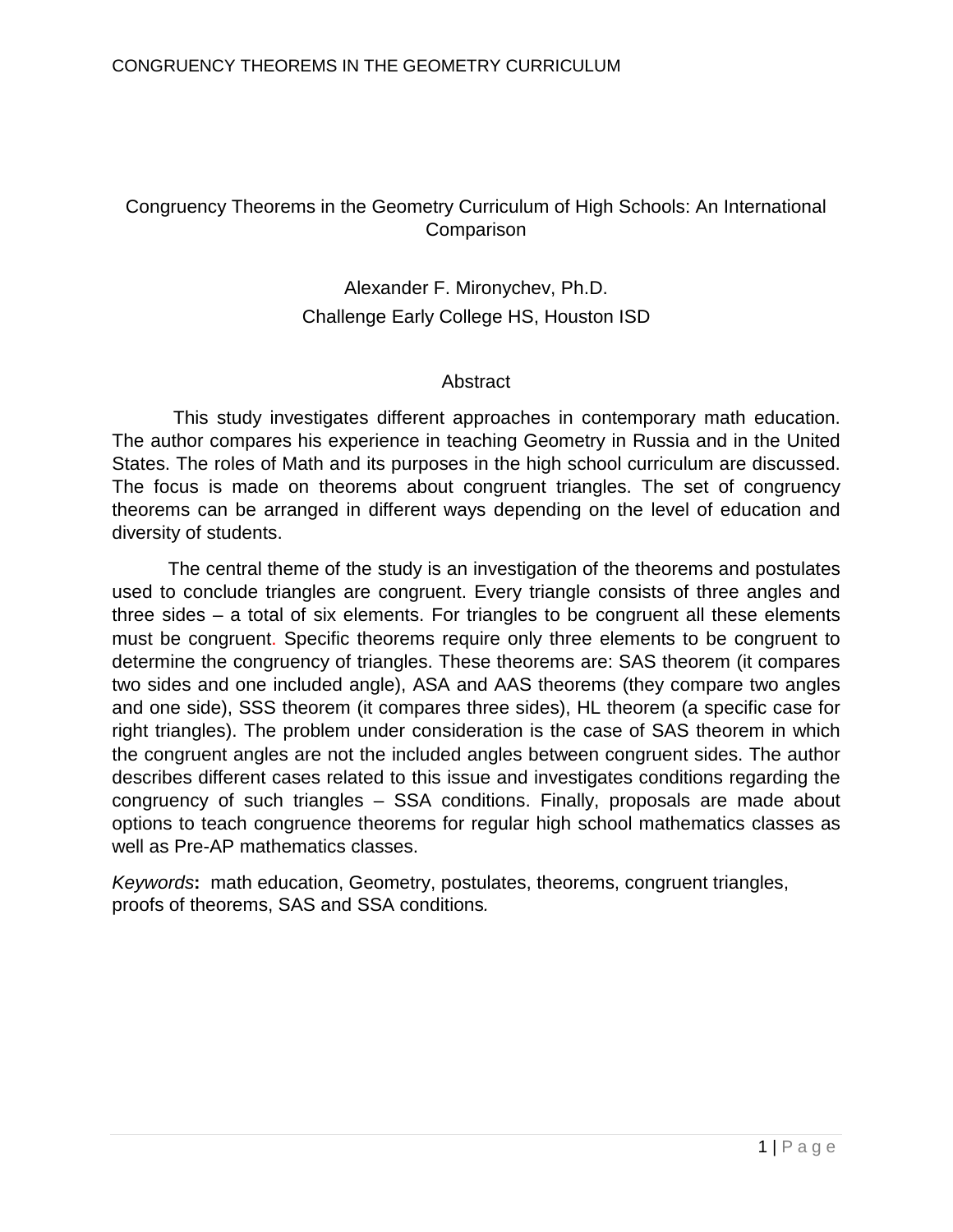# Congruency Theorems in the Geometry Curriculum of High Schools: An International Comparison

Alexander F. Mironychev, Ph.D.
Challenge Early College HS, Houston ISD

## Abstract

This study investigates different approaches in contemporary math education. The author compares his experience in teaching Geometry in Russia and in the United States. The roles of Math and its purposes in the high school curriculum are discussed. The focus is made on theorems about congruent triangles. The set of congruency theorems can be arranged in different ways depending on the level of education and diversity of students.

The central theme of the study is an investigation of the theorems and postulates used to conclude triangles are congruent. Every triangle consists of three angles and three sides – a total of six elements. For triangles to be congruent all these elements must be congruent. Specific theorems require only three elements to be congruent to determine the congruency of triangles. These theorems are: SAS theorem (it compares two sides and one included angle), ASA and AAS theorems (they compare two angles and one side), SSS theorem (it compares three sides), HL theorem (a specific case for right triangles). The problem under consideration is the case of SAS theorem in which the congruent angles are not the included angles between congruent sides. The author describes different cases related to this issue and investigates conditions regarding the congruency of such triangles – SSA conditions. Finally, proposals are made about options to teach congruence theorems for regular high school mathematics classes as well as Pre-AP mathematics classes.

*Keywords***:** math education, Geometry, postulates, theorems, congruent triangles, proofs of theorems, SAS and SSA conditions*.*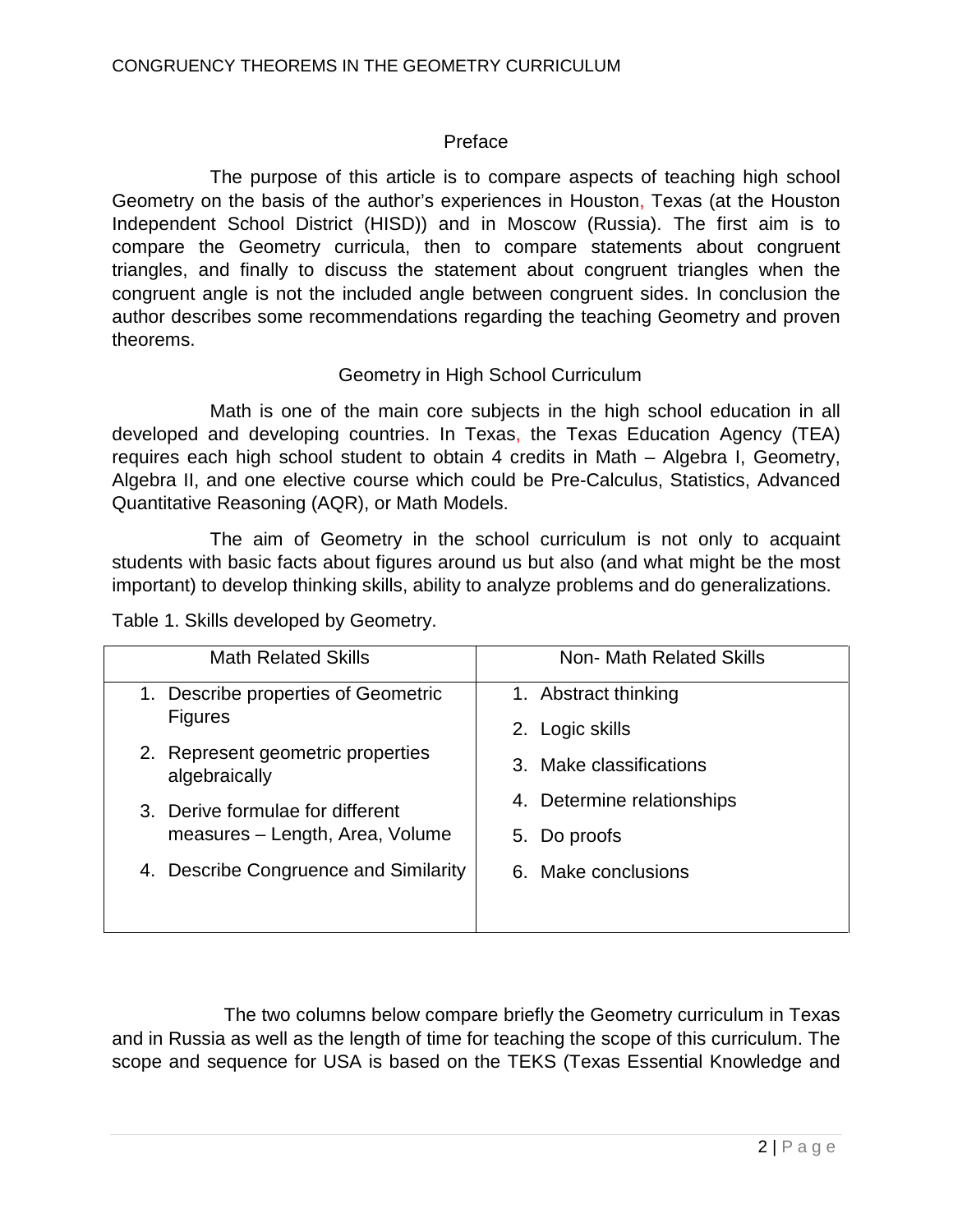## Preface

The purpose of this article is to compare aspects of teaching high school Geometry on the basis of the author's experiences in Houston, Texas (at the Houston Independent School District (HISD)) and in Moscow (Russia). The first aim is to compare the Geometry curricula, then to compare statements about congruent triangles, and finally to discuss the statement about congruent triangles when the congruent angle is not the included angle between congruent sides. In conclusion the author describes some recommendations regarding the teaching Geometry and proven theorems.

## Geometry in High School Curriculum

Math is one of the main core subjects in the high school education in all developed and developing countries. In Texas, the Texas Education Agency (TEA) requires each high school student to obtain 4 credits in Math – Algebra I, Geometry, Algebra II, and one elective course which could be Pre-Calculus, Statistics, Advanced Quantitative Reasoning (AQR), or Math Models.

The aim of Geometry in the school curriculum is not only to acquaint students with basic facts about figures around us but also (and what might be the most important) to develop thinking skills, ability to analyze problems and do generalizations.

Table 1. Skills developed by Geometry.

| Math Related Skills | Non- Math Related Skills |
|---|---|
| 1. Describe properties of Geometric Figures<br>2. Represent geometric properties algebraically<br>3. Derive formulae for different measures – Length, Area, Volume<br>4. Describe Congruence and Similarity | 1. Abstract thinking<br>2. Logic skills<br>3. Make classifications<br>4. Determine relationships<br>5. Do proofs<br>6. Make conclusions |

The two columns below compare briefly the Geometry curriculum in Texas and in Russia as well as the length of time for teaching the scope of this curriculum. The scope and sequence for USA is based on the TEKS (Texas Essential Knowledge and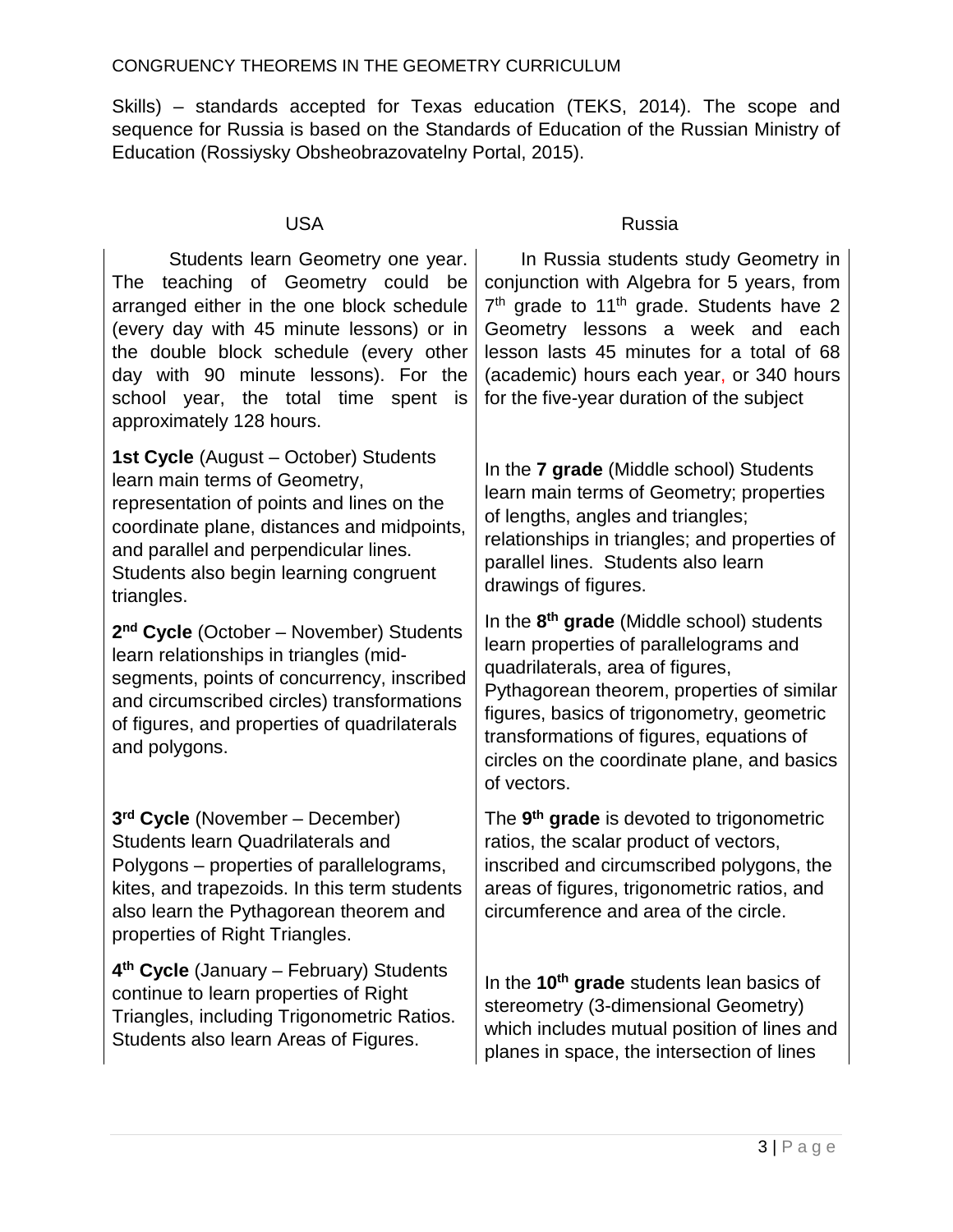Skills) – standards accepted for Texas education (TEKS, 2014). The scope and sequence for Russia is based on the Standards of Education of the Russian Ministry of Education (Rossiysky Obsheobrazovatelny Portal, 2015).

| USA | Russia |
| --- | --- |
| Students learn Geometry one year. The teaching of Geometry could be arranged either in the one block schedule (every day with 45 minute lessons) or in the double block schedule (every other day with 90 minute lessons). For the school year, the total time spent is approximately 128 hours. | In Russia students study Geometry in conjunction with Algebra for 5 years, from 7th grade to 11th grade. Students have 2 Geometry lessons a week and each lesson lasts 45 minutes for a total of 68 (academic) hours each year, or 340 hours for the five-year duration of the subject |
| **1st Cycle** (August – October) Students learn main terms of Geometry, representation of points and lines on the coordinate plane, distances and midpoints, and parallel and perpendicular lines. Students also begin learning congruent triangles. | In the **7 grade** (Middle school) Students learn main terms of Geometry; properties of lengths, angles and triangles; relationships in triangles; and properties of parallel lines. Students also learn drawings of figures. |
| **2nd Cycle** (October – November) Students learn relationships in triangles (mid-segments, points of concurrency, inscribed and circumscribed circles) transformations of figures, and properties of quadrilaterals and polygons. | In the **8th grade** (Middle school) students learn properties of parallelograms and quadrilaterals, area of figures, Pythagorean theorem, properties of similar figures, basics of trigonometry, geometric transformations of figures, equations of circles on the coordinate plane, and basics of vectors. |
| **3rd Cycle** (November – December) Students learn Quadrilaterals and Polygons – properties of parallelograms, kites, and trapezoids. In this term students also learn the Pythagorean theorem and properties of Right Triangles. | The **9th grade** is devoted to trigonometric ratios, the scalar product of vectors, inscribed and circumscribed polygons, the areas of figures, trigonometric ratios, and circumference and area of the circle. |
| **4th Cycle** (January – February) Students continue to learn properties of Right Triangles, including Trigonometric Ratios. Students also learn Areas of Figures. | In the **10th grade** students lean basics of stereometry (3-dimensional Geometry) which includes mutual position of lines and planes in space, the intersection of lines |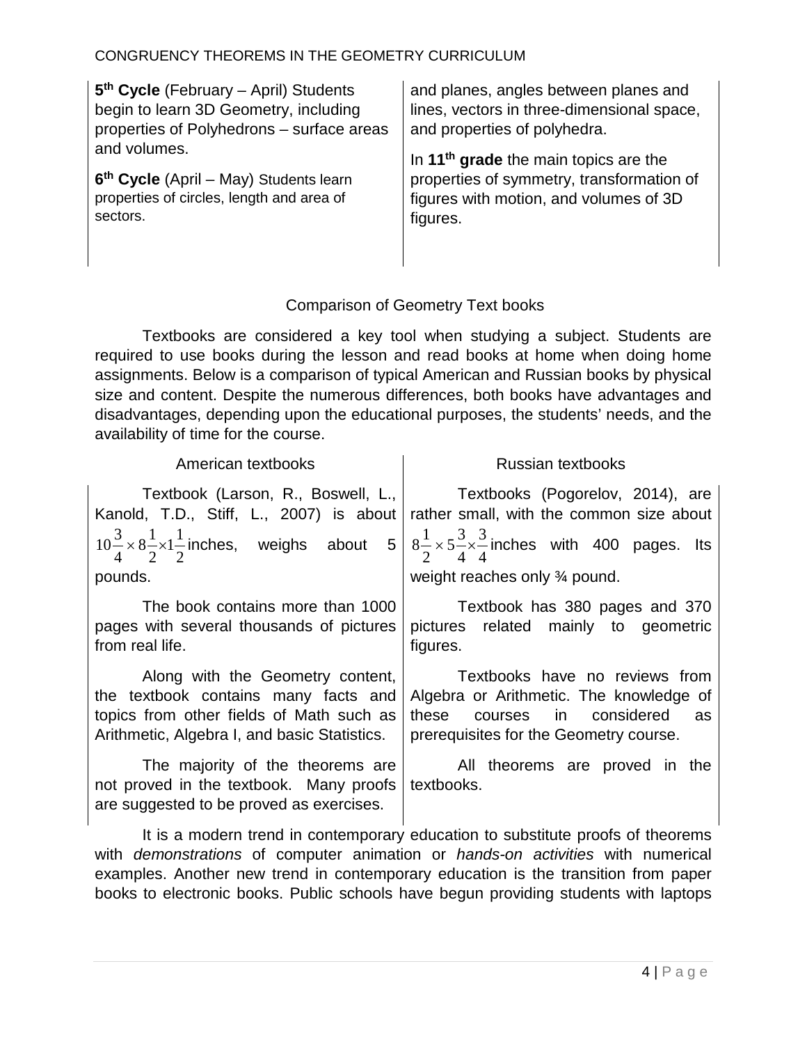**5th Cycle** (February – April) Students begin to learn 3D Geometry, including properties of Polyhedrons – surface areas and volumes.

**6th Cycle** (April – May) Students learn properties of circles, length and area of sectors.

and planes, angles between planes and lines, vectors in three-dimensional space, and properties of polyhedra.

In **11th grade** the main topics are the properties of symmetry, transformation of figures with motion, and volumes of 3D figures.

## Comparison of Geometry Text books

Textbooks are considered a key tool when studying a subject. Students are required to use books during the lesson and read books at home when doing home assignments. Below is a comparison of typical American and Russian books by physical size and content. Despite the numerous differences, both books have advantages and disadvantages, depending upon the educational purposes, the students' needs, and the availability of time for the course.

| American textbooks | Russian textbooks |
|---|---|
| Textbook (Larson, R., Boswell, L., Kanold, T.D., Stiff, L., 2007) is about $10\frac{3}{4} \times 8\frac{1}{2} \times 1\frac{1}{2}$ inches, weighs about 5 pounds. | Textbooks (Pogorelov, 2014), are rather small, with the common size about $8\frac{1}{2} \times 5\frac{3}{4} \times \frac{3}{4}$ inches with 400 pages. Its weight reaches only ¾ pound. |
| The book contains more than 1000 pages with several thousands of pictures from real life. | Textbook has 380 pages and 370 pictures related mainly to geometric figures. |
| Along with the Geometry content, the textbook contains many facts and topics from other fields of Math such as Arithmetic, Algebra I, and basic Statistics. | Textbooks have no reviews from Algebra or Arithmetic. The knowledge of these courses in considered as prerequisites for the Geometry course. |
| The majority of the theorems are not proved in the textbook. Many proofs are suggested to be proved as exercises. | All theorems are proved in the textbooks. |

It is a modern trend in contemporary education to substitute proofs of theorems with *demonstrations* of computer animation or *hands-on activities* with numerical examples. Another new trend in contemporary education is the transition from paper books to electronic books. Public schools have begun providing students with laptops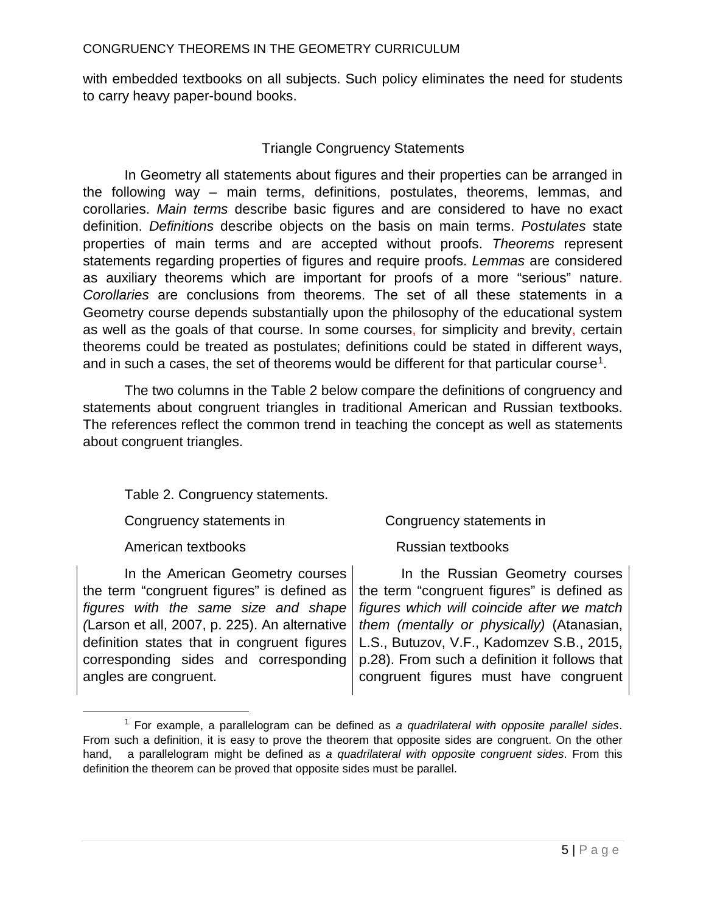with embedded textbooks on all subjects. Such policy eliminates the need for students to carry heavy paper-bound books.

## Triangle Congruency Statements

In Geometry all statements about figures and their properties can be arranged in the following way – main terms, definitions, postulates, theorems, lemmas, and corollaries. *Main terms* describe basic figures and are considered to have no exact definition. *Definitions* describe objects on the basis on main terms. *Postulates* state properties of main terms and are accepted without proofs. *Theorems* represent statements regarding properties of figures and require proofs. *Lemmas* are considered as auxiliary theorems which are important for proofs of a more "serious" nature. *Corollaries* are conclusions from theorems. The set of all these statements in a Geometry course depends substantially upon the philosophy of the educational system as well as the goals of that course. In some courses, for simplicity and brevity, certain theorems could be treated as postulates; definitions could be stated in different ways, and in such a cases, the set of theorems would be different for that particular course[1].

The two columns in the Table 2 below compare the definitions of congruency and statements about congruent triangles in traditional American and Russian textbooks. The references reflect the common trend in teaching the concept as well as statements about congruent triangles.

Table 2. Congruency statements.

| Congruency statements in American textbooks | Congruency statements in Russian textbooks |
| --- | --- |
| In the American Geometry courses the term "congruent figures" is defined as *figures with the same size and shape (*Larson et all, 2007, p. 225). An alternative definition states that in congruent figures corresponding sides and corresponding angles are congruent. | In the Russian Geometry courses the term "congruent figures" is defined as *figures which will coincide after we match them (mentally or physically)* (Atanasian, L.S., Butuzov, V.F., Kadomzev S.B., 2015, p.28). From such a definition it follows that congruent figures must have congruent |

[1] For example, a parallelogram can be defined as *a quadrilateral with opposite parallel sides*. From such a definition, it is easy to prove the theorem that opposite sides are congruent. On the other hand, a parallelogram might be defined as *a quadrilateral with opposite congruent sides*. From this definition the theorem can be proved that opposite sides must be parallel.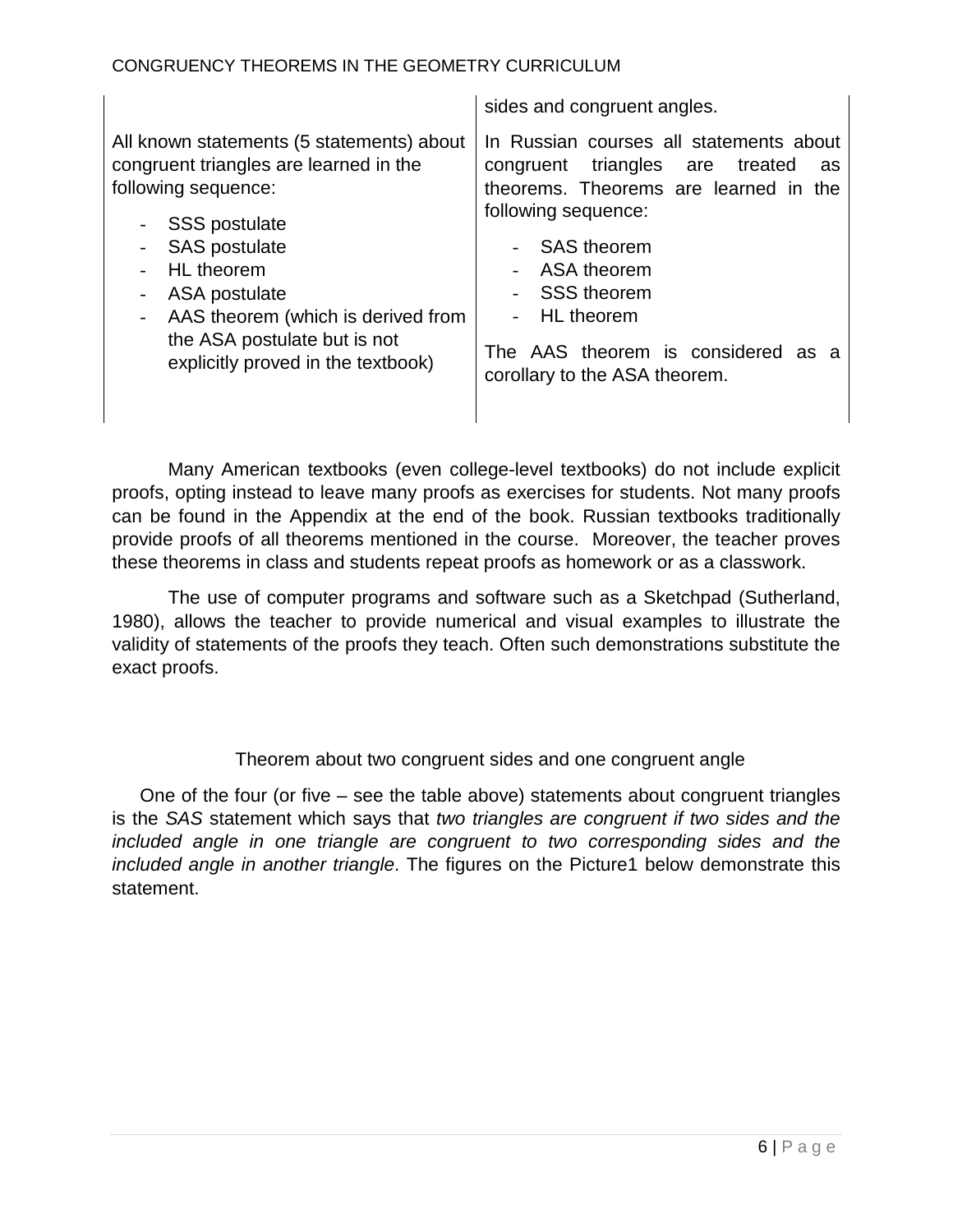| | |
|---|---|
| | sides and congruent angles. |
| All known statements (5 statements) about congruent triangles are learned in the following sequence:<br>- SSS postulate<br>- SAS postulate<br>- HL theorem<br>- ASA postulate<br>- AAS theorem (which is derived from the ASA postulate but is not explicitly proved in the textbook) | In Russian courses all statements about congruent triangles are treated as theorems. Theorems are learned in the following sequence:<br>- SAS theorem<br>- ASA theorem<br>- SSS theorem<br>- HL theorem<br><br>The AAS theorem is considered as a corollary to the ASA theorem. |

Many American textbooks (even college-level textbooks) do not include explicit proofs, opting instead to leave many proofs as exercises for students. Not many proofs can be found in the Appendix at the end of the book. Russian textbooks traditionally provide proofs of all theorems mentioned in the course. Moreover, the teacher proves these theorems in class and students repeat proofs as homework or as a classwork.

The use of computer programs and software such as a Sketchpad (Sutherland, 1980), allows the teacher to provide numerical and visual examples to illustrate the validity of statements of the proofs they teach. Often such demonstrations substitute the exact proofs.

## Theorem about two congruent sides and one congruent angle

One of the four (or five – see the table above) statements about congruent triangles is the *SAS* statement which says that *two triangles are congruent if two sides and the included angle in one triangle are congruent to two corresponding sides and the included angle in another triangle*. The figures on the Picture1 below demonstrate this statement.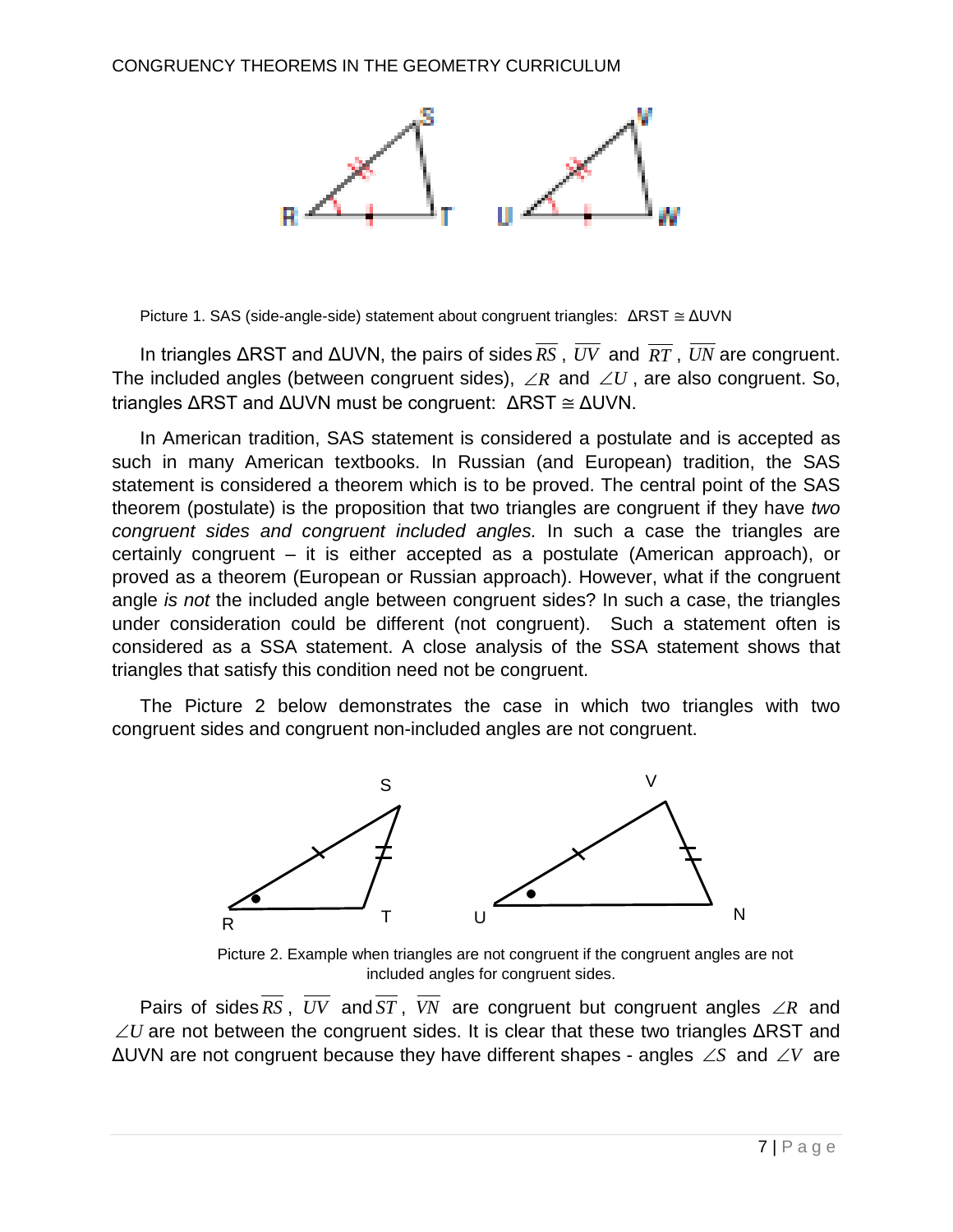Picture 1. SAS (side-angle-side) statement about congruent triangles: ΔRST ≅ ΔUVN

In triangles ΔRST and ΔUVN, the pairs of sides $\overline{RS}$ , $\overline{UV}$ and $\overline{RT}$ , $\overline{UN}$ are congruent. The included angles (between congruent sides), $\angle R$ and $\angle U$ , are also congruent. So, triangles ΔRST and ΔUVN must be congruent: ΔRST ≅ ΔUVN.

In American tradition, SAS statement is considered a postulate and is accepted as such in many American textbooks. In Russian (and European) tradition, the SAS statement is considered a theorem which is to be proved. The central point of the SAS theorem (postulate) is the proposition that two triangles are congruent if they have *two congruent sides and congruent included angles.* In such a case the triangles are certainly congruent – it is either accepted as a postulate (American approach), or proved as a theorem (European or Russian approach). However, what if the congruent angle *is not* the included angle between congruent sides? In such a case, the triangles under consideration could be different (not congruent). Such a statement often is considered as a SSA statement. A close analysis of the SSA statement shows that triangles that satisfy this condition need not be congruent.

The Picture 2 below demonstrates the case in which two triangles with two congruent sides and congruent non-included angles are not congruent.

Picture 2. Example when triangles are not congruent if the congruent angles are not included angles for congruent sides.

Pairs of sides $\overline{RS}$ , $\overline{UV}$ and $\overline{ST}$ , $\overline{VN}$ are congruent but congruent angles $\angle R$ and $\angle U$ are not between the congruent sides. It is clear that these two triangles ΔRST and ΔUVN are not congruent because they have different shapes - angles $\angle S$ and $\angle V$ are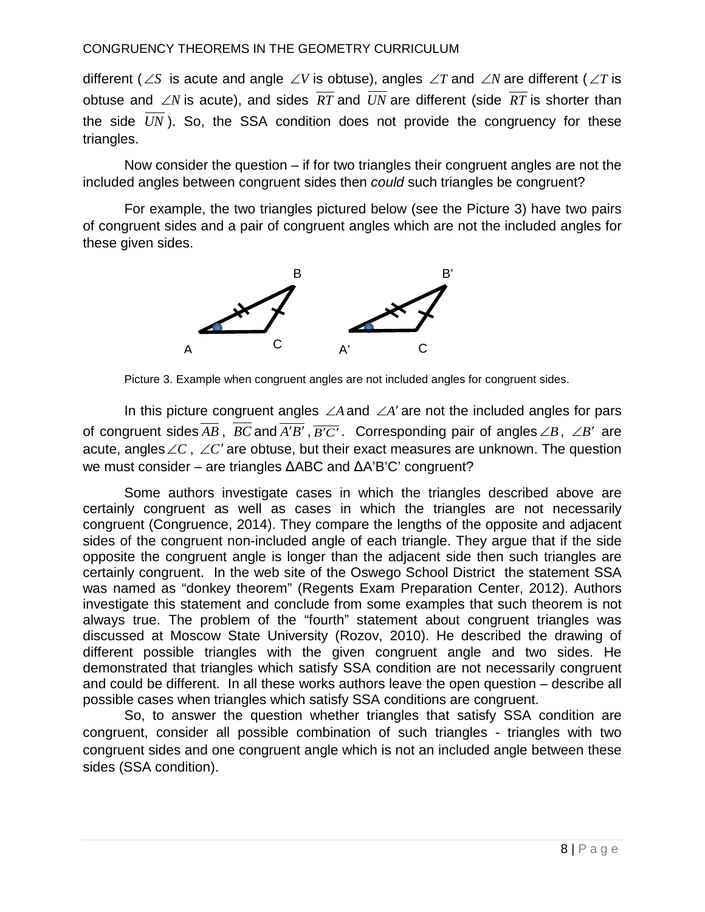different ($\angle S$ is acute and angle $\angle V$ is obtuse), angles $\angle T$ and $\angle N$ are different ($\angle T$ is obtuse and $\angle N$ is acute), and sides $\overline{RT}$ and $\overline{UN}$ are different (side $\overline{RT}$ is shorter than the side $\overline{UN}$). So, the SSA condition does not provide the congruency for these triangles.

Now consider the question – if for two triangles their congruent angles are not the included angles between congruent sides then *could* such triangles be congruent?

For example, the two triangles pictured below (see the Picture 3) have two pairs of congruent sides and a pair of congruent angles which are not the included angles for these given sides.

Picture 3. Example when congruent angles are not included angles for congruent sides.

In this picture congruent angles $\angle A$ and $\angle A'$ are not the included angles for pars of congruent sides $\overline{AB}$, $\overline{BC}$ and $\overline{A'B'}$, $\overline{B'C'}$. Corresponding pair of angles $\angle B$, $\angle B'$ are acute, angles $\angle C$, $\angle C'$ are obtuse, but their exact measures are unknown. The question we must consider – are triangles ΔABC and ΔA'B'C' congruent?

Some authors investigate cases in which the triangles described above are certainly congruent as well as cases in which the triangles are not necessarily congruent (Congruence, 2014). They compare the lengths of the opposite and adjacent sides of the congruent non-included angle of each triangle. They argue that if the side opposite the congruent angle is longer than the adjacent side then such triangles are certainly congruent. In the web site of the Oswego School District the statement SSA was named as "donkey theorem" (Regents Exam Preparation Center, 2012). Authors investigate this statement and conclude from some examples that such theorem is not always true. The problem of the "fourth" statement about congruent triangles was discussed at Moscow State University (Rozov, 2010). He described the drawing of different possible triangles with the given congruent angle and two sides. He demonstrated that triangles which satisfy SSA condition are not necessarily congruent and could be different. In all these works authors leave the open question – describe all possible cases when triangles which satisfy SSA conditions are congruent.

So, to answer the question whether triangles that satisfy SSA condition are congruent, consider all possible combination of such triangles - triangles with two congruent sides and one congruent angle which is not an included angle between these sides (SSA condition).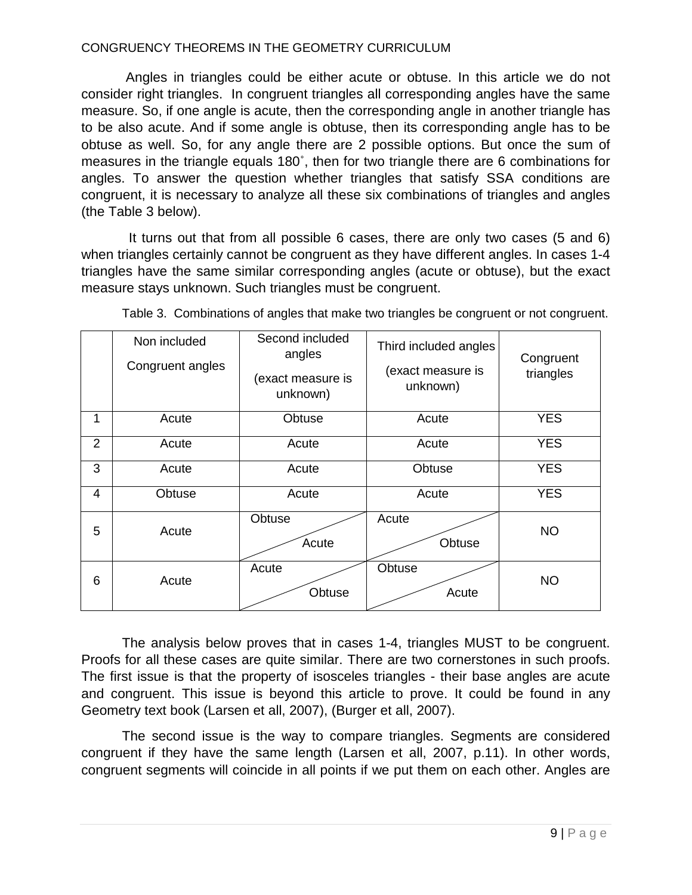Angles in triangles could be either acute or obtuse. In this article we do not consider right triangles. In congruent triangles all corresponding angles have the same measure. So, if one angle is acute, then the corresponding angle in another triangle has to be also acute. And if some angle is obtuse, then its corresponding angle has to be obtuse as well. So, for any angle there are 2 possible options. But once the sum of measures in the triangle equals 180˚, then for two triangle there are 6 combinations for angles. To answer the question whether triangles that satisfy SSA conditions are congruent, it is necessary to analyze all these six combinations of triangles and angles (the Table 3 below).

It turns out that from all possible 6 cases, there are only two cases (5 and 6) when triangles certainly cannot be congruent as they have different angles. In cases 1-4 triangles have the same similar corresponding angles (acute or obtuse), but the exact measure stays unknown. Such triangles must be congruent.

Table 3. Combinations of angles that make two triangles be congruent or not congruent.

| | Non included Congruent angles | Second included angles (exact measure is unknown) | Third included angles (exact measure is unknown) | Congruent triangles |
|---|---|---|---|---|
| 1 | Acute | Obtuse | Acute | YES |
| 2 | Acute | Acute | Acute | YES |
| 3 | Acute | Acute | Obtuse | YES |
| 4 | Obtuse | Acute | Acute | YES |
| 5 | Acute | Obtuse / Acute | Acute / Obtuse | NO |
| 6 | Acute | Acute / Obtuse | Obtuse / Acute | NO |

The analysis below proves that in cases 1-4, triangles MUST to be congruent. Proofs for all these cases are quite similar. There are two cornerstones in such proofs. The first issue is that the property of isosceles triangles - their base angles are acute and congruent. This issue is beyond this article to prove. It could be found in any Geometry text book (Larsen et all, 2007), (Burger et all, 2007).

The second issue is the way to compare triangles. Segments are considered congruent if they have the same length (Larsen et all, 2007, p.11). In other words, congruent segments will coincide in all points if we put them on each other. Angles are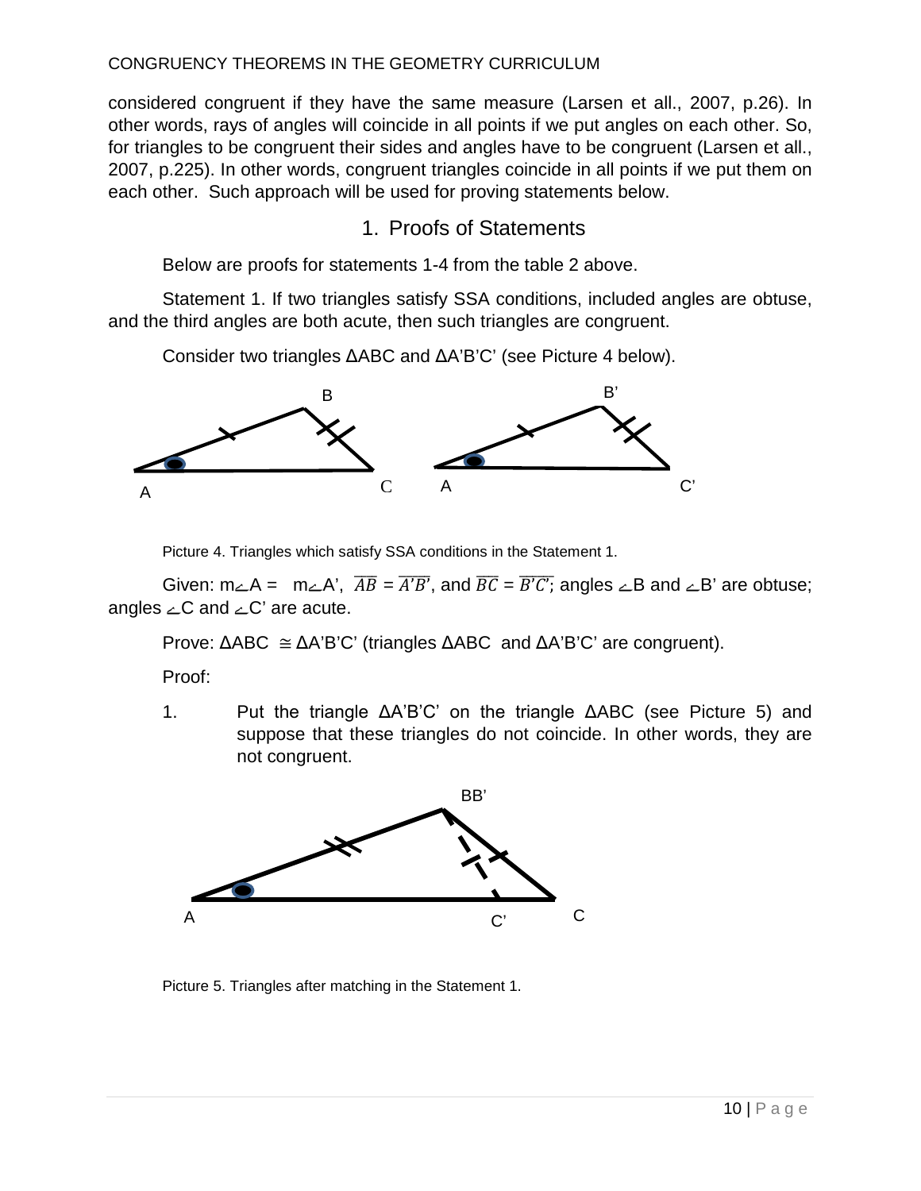considered congruent if they have the same measure (Larsen et all., 2007, p.26). In other words, rays of angles will coincide in all points if we put angles on each other. So, for triangles to be congruent their sides and angles have to be congruent (Larsen et all., 2007, p.225). In other words, congruent triangles coincide in all points if we put them on each other. Such approach will be used for proving statements below.

## 1. Proofs of Statements

Below are proofs for statements 1-4 from the table 2 above.

Statement 1. If two triangles satisfy SSA conditions, included angles are obtuse, and the third angles are both acute, then such triangles are congruent.

Consider two triangles ΔABC and ΔA'B'C' (see Picture 4 below).

Picture 4. Triangles which satisfy SSA conditions in the Statement 1.

Given: m∠A = m∠A', $\overline{AB} = \overline{A'B'}$, and $\overline{BC} = \overline{B'C'}$; angles ∠B and ∠B' are obtuse; angles ∠C and ∠C' are acute.

Prove: ΔABC ≅ ΔA'B'C' (triangles ΔABC and ΔA'B'C' are congruent).

Proof:

1. Put the triangle ΔA'B'C' on the triangle ΔABC (see Picture 5) and suppose that these triangles do not coincide. In other words, they are not congruent.

Picture 5. Triangles after matching in the Statement 1.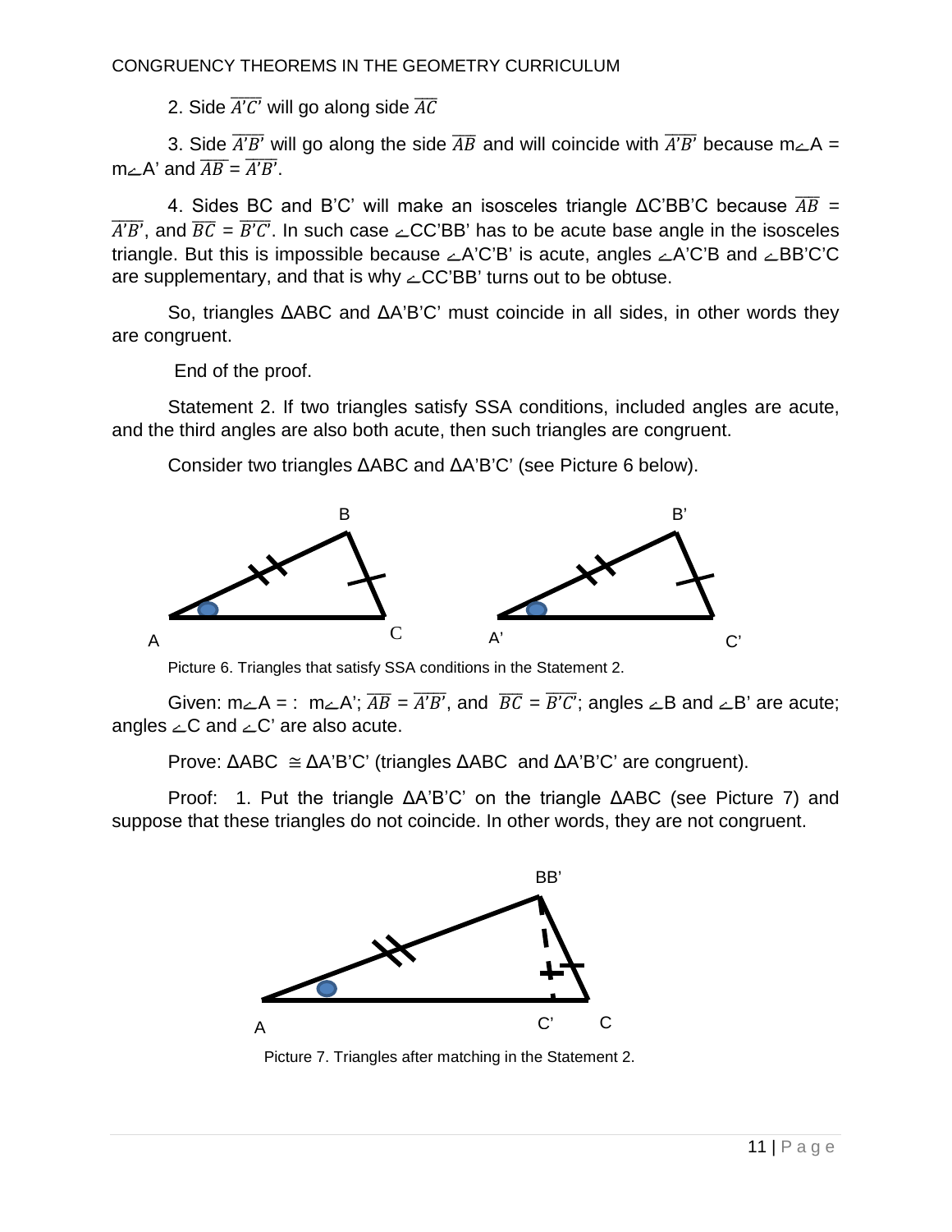2. Side $\overline{A'C'}$ will go along side $\overline{AC}$

3. Side $\overline{A'B'}$ will go along the side $\overline{AB}$ and will coincide with $\overline{A'B'}$ because m∠A = m∠A' and $\overline{AB} = \overline{A'B'}$.

4. Sides BC and B'C' will make an isosceles triangle ΔC'BB'C because $\overline{AB}$ = $\overline{A'B'}$, and $\overline{BC} = \overline{B'C'}$. In such case ∠CC'BB' has to be acute base angle in the isosceles triangle. But this is impossible because ∠A'C'B' is acute, angles ∠A'C'B and ∠BB'C'C are supplementary, and that is why ∠CC'BB' turns out to be obtuse.

So, triangles ΔABC and ΔA'B'C' must coincide in all sides, in other words they are congruent.

End of the proof.

Statement 2. If two triangles satisfy SSA conditions, included angles are acute, and the third angles are also both acute, then such triangles are congruent.

Consider two triangles ΔABC and ΔA'B'C' (see Picture 6 below).

Picture 6. Triangles that satisfy SSA conditions in the Statement 2.

Given: m∠A = : m∠A'; $\overline{AB} = \overline{A'B'}$, and $\overline{BC} = \overline{B'C'}$; angles ∠B and ∠B' are acute; angles ∠C and ∠C' are also acute.

Prove: ΔABC ≅ ΔA'B'C' (triangles ΔABC and ΔA'B'C' are congruent).

Proof: 1. Put the triangle ΔA'B'C' on the triangle ΔABC (see Picture 7) and suppose that these triangles do not coincide. In other words, they are not congruent.

Picture 7. Triangles after matching in the Statement 2.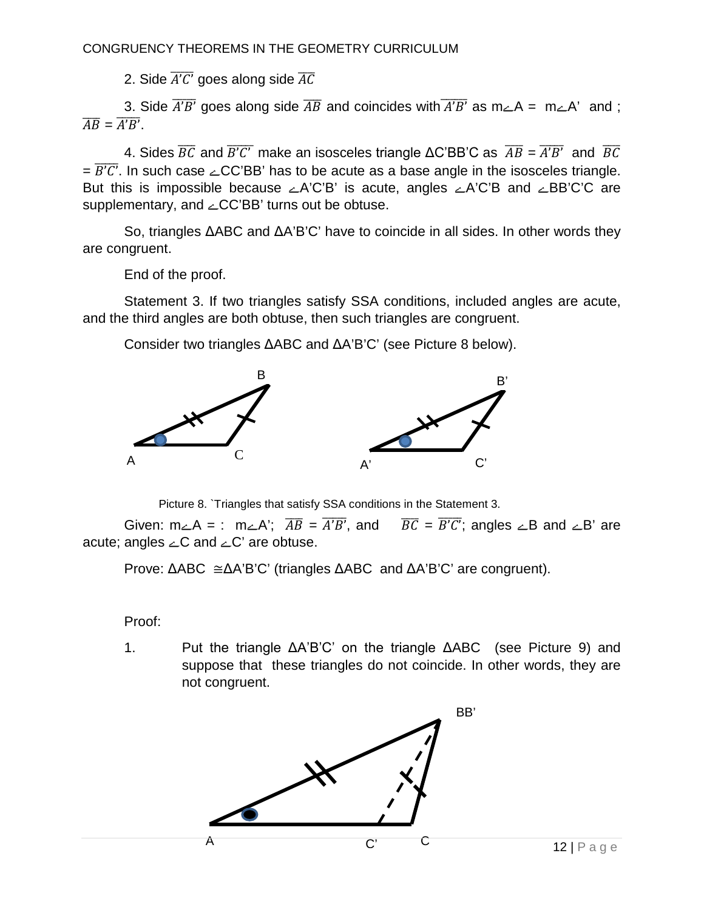2. Side $\overline{A'C'}$ goes along side $\overline{AC}$

3. Side $\overline{A'B'}$ goes along side $\overline{AB}$ and coincides with $\overline{A'B'}$ as m∠A = m∠A' and ; $\overline{AB} = \overline{A'B'}$.

4. Sides $\overline{BC}$ and $\overline{B'C'}$ make an isosceles triangle ΔC'BB'C as $\overline{AB} = \overline{A'B'}$ and $\overline{BC} = \overline{B'C'}$. In such case ∠CC'BB' has to be acute as a base angle in the isosceles triangle. But this is impossible because ∠A'C'B' is acute, angles ∠A'C'B and ∠BB'C'C are supplementary, and ∠CC'BB' turns out be obtuse.

So, triangles ΔABC and ΔA'B'C' have to coincide in all sides. In other words they are congruent.

End of the proof.

Statement 3. If two triangles satisfy SSA conditions, included angles are acute, and the third angles are both obtuse, then such triangles are congruent.

Consider two triangles ΔABC and ΔA'B'C' (see Picture 8 below).

Picture 8. `Triangles that satisfy SSA conditions in the Statement 3.

Given: m∠A = : m∠A'; $\overline{AB} = \overline{A'B'}$, and $\overline{BC} = \overline{B'C'}$; angles ∠B and ∠B' are acute; angles ∠C and ∠C' are obtuse.

Prove: ΔABC ≅ΔA'B'C' (triangles ΔABC and ΔA'B'C' are congruent).

Proof:

1. Put the triangle ΔA'B'C' on the triangle ΔABC (see Picture 9) and suppose that these triangles do not coincide. In other words, they are not congruent.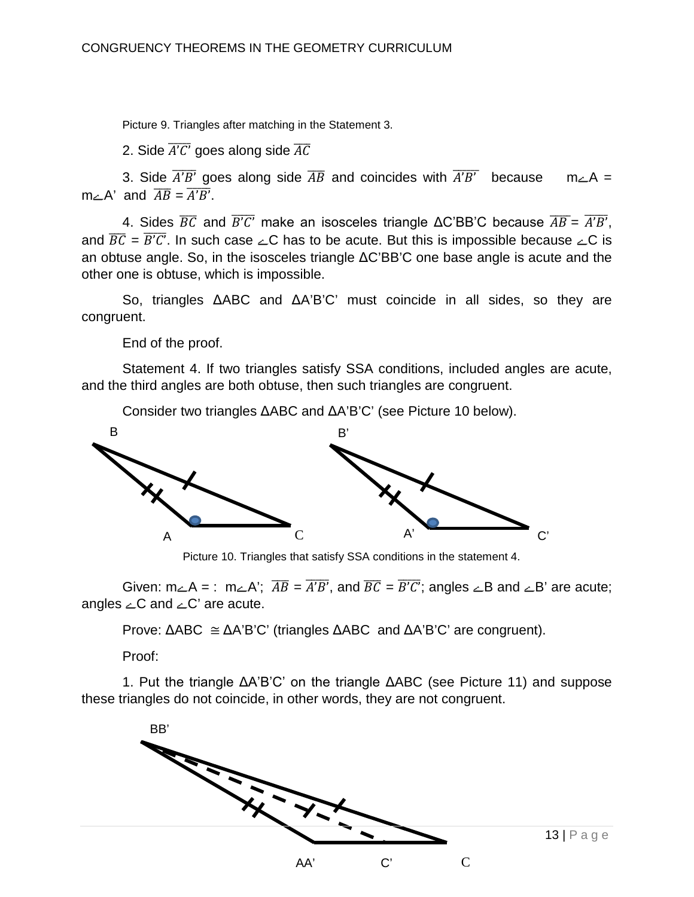Picture 9. Triangles after matching in the Statement 3.

2. Side $\overline{A'C'}$ goes along side $\overline{AC}$

3. Side $\overline{A'B'}$ goes along side $\overline{AB}$ and coincides with $\overline{A'B'}$ because m∠A = m∠A' and $\overline{AB} = \overline{A'B'}$.

4. Sides $\overline{BC}$ and $\overline{B'C'}$ make an isosceles triangle ΔC'BB'C because $\overline{AB} = \overline{A'B'}$, and $\overline{BC} = \overline{B'C'}$. In such case ∠C has to be acute. But this is impossible because ∠C is an obtuse angle. So, in the isosceles triangle ΔC'BB'C one base angle is acute and the other one is obtuse, which is impossible.

So, triangles ΔABC and ΔA'B'C' must coincide in all sides, so they are congruent.

End of the proof.

Statement 4. If two triangles satisfy SSA conditions, included angles are acute, and the third angles are both obtuse, then such triangles are congruent.

Consider two triangles ΔABC and ΔA'B'C' (see Picture 10 below).

Picture 10. Triangles that satisfy SSA conditions in the statement 4.

Given: m∠A = : m∠A'; $\overline{AB} = \overline{A'B'}$, and $\overline{BC} = \overline{B'C'}$; angles ∠B and ∠B' are acute; angles ∠C and ∠C' are acute.

Prove: ΔABC ≅ ΔA'B'C' (triangles ΔABC and ΔA'B'C' are congruent).

Proof:

1. Put the triangle ΔA'B'C' on the triangle ΔABC (see Picture 11) and suppose these triangles do not coincide, in other words, they are not congruent.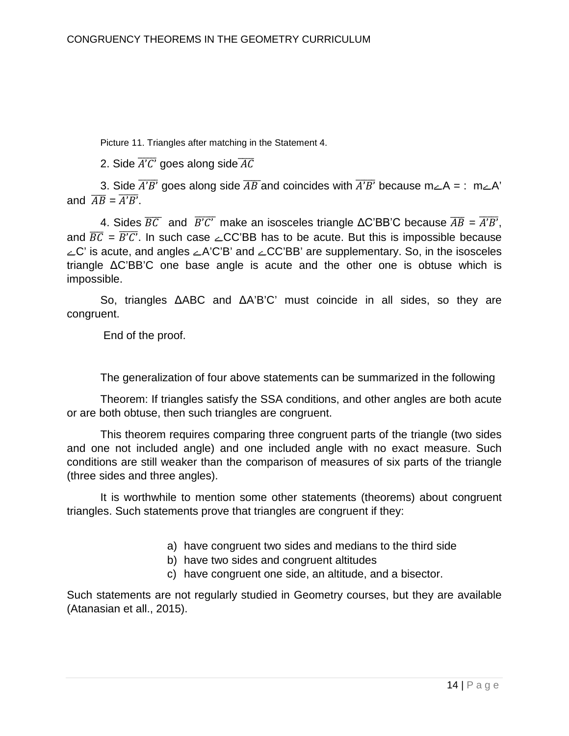Picture 11. Triangles after matching in the Statement 4.

2. Side $\overline{A'C'}$ goes along side $\overline{AC}$

3. Side $\overline{A'B'}$ goes along side $\overline{AB}$ and coincides with $\overline{A'B'}$ because m∠A = : m∠A' and $\overline{AB} = \overline{A'B'}$.

4. Sides $\overline{BC}$ and $\overline{B'C'}$ make an isosceles triangle ΔC'BB'C because $\overline{AB} = \overline{A'B'}$, and $\overline{BC} = \overline{B'C'}$. In such case ∠CC'BB has to be acute. But this is impossible because ∠C' is acute, and angles ∠A'C'B' and ∠CC'BB' are supplementary. So, in the isosceles triangle ΔC'BB'C one base angle is acute and the other one is obtuse which is impossible.

So, triangles ΔABC and ΔA'B'C' must coincide in all sides, so they are congruent.

End of the proof.

The generalization of four above statements can be summarized in the following

Theorem: If triangles satisfy the SSA conditions, and other angles are both acute or are both obtuse, then such triangles are congruent.

This theorem requires comparing three congruent parts of the triangle (two sides and one not included angle) and one included angle with no exact measure. Such conditions are still weaker than the comparison of measures of six parts of the triangle (three sides and three angles).

It is worthwhile to mention some other statements (theorems) about congruent triangles. Such statements prove that triangles are congruent if they:

a) have congruent two sides and medians to the third side
b) have two sides and congruent altitudes
c) have congruent one side, an altitude, and a bisector.

Such statements are not regularly studied in Geometry courses, but they are available (Atanasian et all., 2015).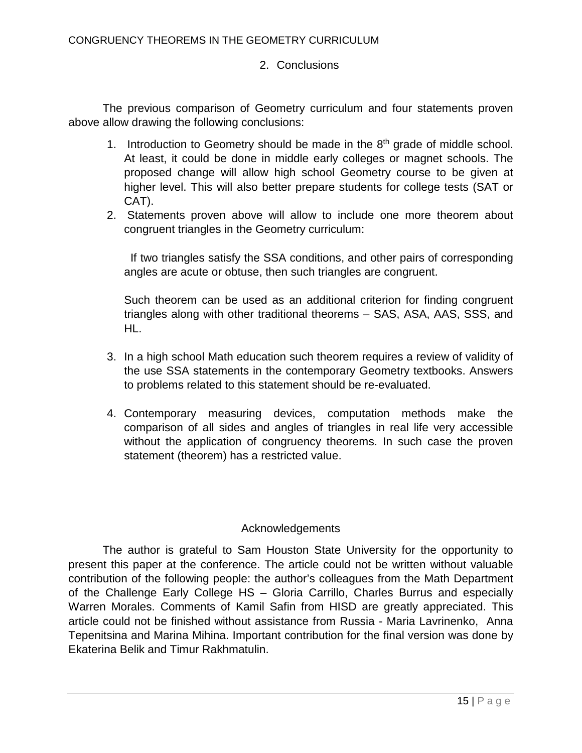## 2. Conclusions

The previous comparison of Geometry curriculum and four statements proven above allow drawing the following conclusions:

1. Introduction to Geometry should be made in the 8$^{th}$ grade of middle school. At least, it could be done in middle early colleges or magnet schools. The proposed change will allow high school Geometry course to be given at higher level. This will also better prepare students for college tests (SAT or CAT).
2. Statements proven above will allow to include one more theorem about congruent triangles in the Geometry curriculum:

   If two triangles satisfy the SSA conditions, and other pairs of corresponding angles are acute or obtuse, then such triangles are congruent.

   Such theorem can be used as an additional criterion for finding congruent triangles along with other traditional theorems – SAS, ASA, AAS, SSS, and HL.

3. In a high school Math education such theorem requires a review of validity of the use SSA statements in the contemporary Geometry textbooks. Answers to problems related to this statement should be re-evaluated.

4. Contemporary measuring devices, computation methods make the comparison of all sides and angles of triangles in real life very accessible without the application of congruency theorems. In such case the proven statement (theorem) has a restricted value.

## Acknowledgements

The author is grateful to Sam Houston State University for the opportunity to present this paper at the conference. The article could not be written without valuable contribution of the following people: the author's colleagues from the Math Department of the Challenge Early College HS – Gloria Carrillo, Charles Burrus and especially Warren Morales. Comments of Kamil Safin from HISD are greatly appreciated. This article could not be finished without assistance from Russia - Maria Lavrinenko, Anna Tepenitsina and Marina Mihina. Important contribution for the final version was done by Ekaterina Belik and Timur Rakhmatulin.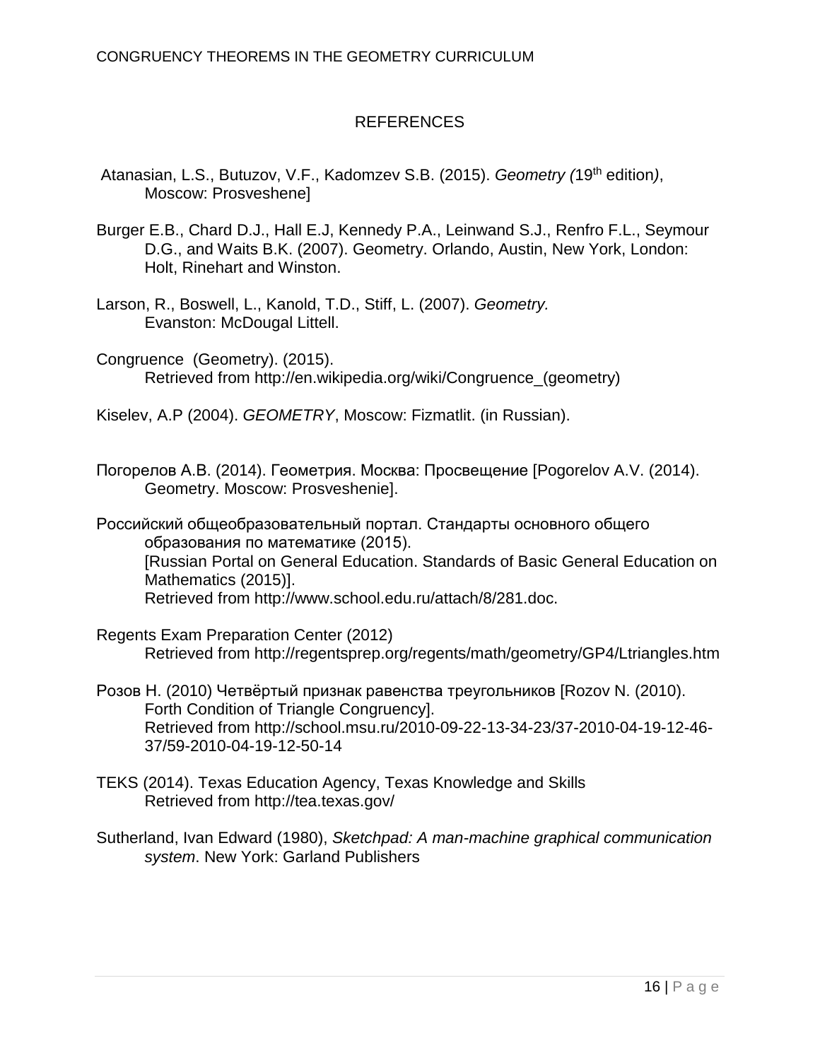## REFERENCES

Atanasian, L.S., Butuzov, V.F., Kadomzev S.B. (2015). *Geometry (*19th edition*)*, Moscow: Prosveshene]

Burger E.B., Chard D.J., Hall E.J, Kennedy P.A., Leinwand S.J., Renfro F.L., Seymour D.G., and Waits B.K. (2007). Geometry. Orlando, Austin, New York, London: Holt, Rinehart and Winston.

Larson, R., Boswell, L., Kanold, T.D., Stiff, L. (2007). *Geometry.* Evanston: McDougal Littell.

Congruence (Geometry). (2015). Retrieved from http://en.wikipedia.org/wiki/Congruence_(geometry)

Kiselev, A.P (2004). *GEOMETRY*, Moscow: Fizmatlit. (in Russian).

Погорелов А.В. (2014). Геометрия. Москва: Просвещение [Pogorelov A.V. (2014). Geometry. Moscow: Prosveshenie].

Российский общеобразовательный портал. Стандарты основного общего образования по математике (2015).
[Russian Portal on General Education. Standards of Basic General Education on Mathematics (2015)].
Retrieved from http://www.school.edu.ru/attach/8/281.doc.

Regents Exam Preparation Center (2012)
Retrieved from http://regentsprep.org/regents/math/geometry/GP4/Ltriangles.htm

Розов Н. (2010) Четвёртый признак равенства треугольников [Rozov N. (2010). Forth Condition of Triangle Congruency].
Retrieved from http://school.msu.ru/2010-09-22-13-34-23/37-2010-04-19-12-46-37/59-2010-04-19-12-50-14

TEKS (2014). Texas Education Agency, Texas Knowledge and Skills
Retrieved from http://tea.texas.gov/

Sutherland, Ivan Edward (1980), *Sketchpad: A man-machine graphical communication system*. New York: Garland Publishers